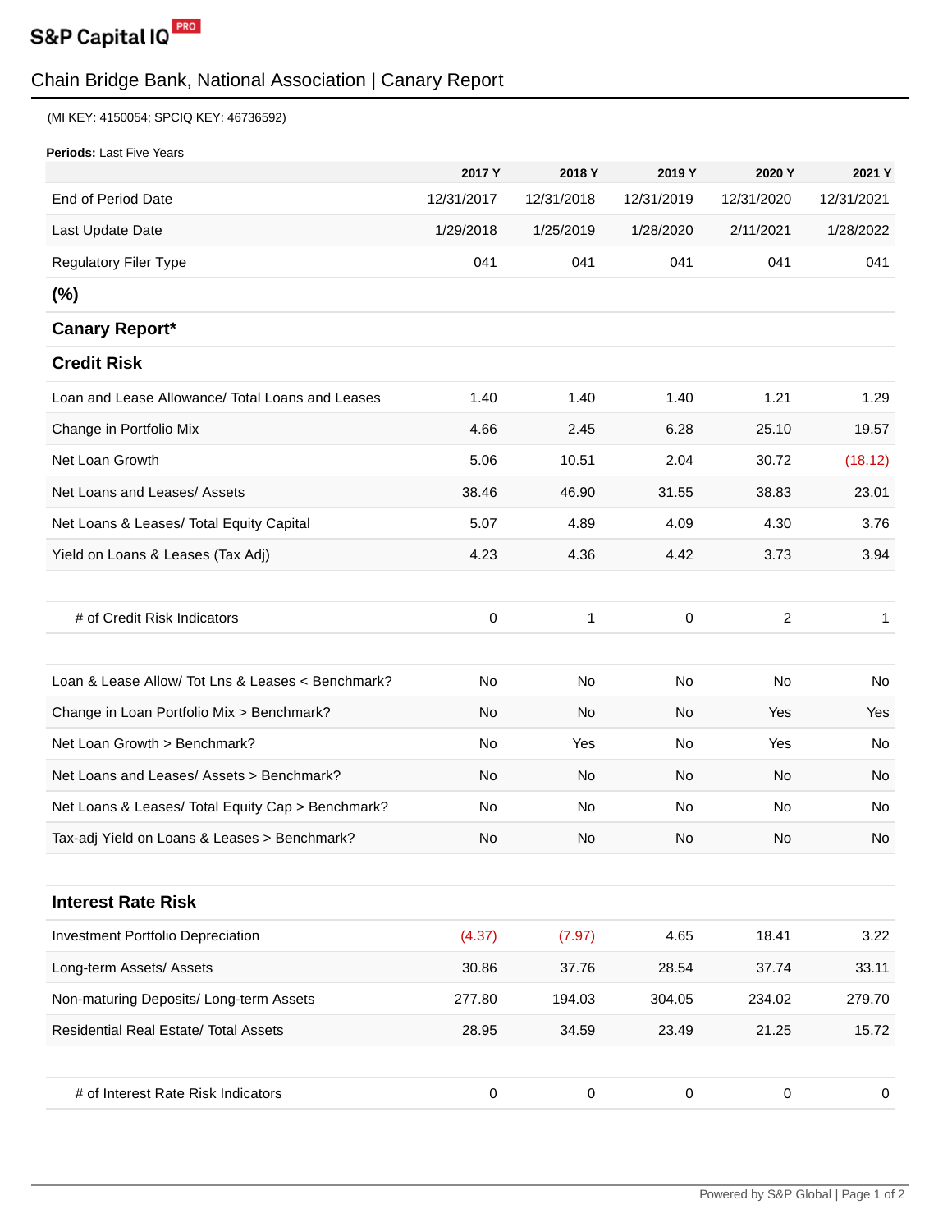S&P Capital IQ PRO

# Chain Bridge Bank, National Association | Canary Report

(MI KEY: 4150054; SPCIQ KEY: 46736592)

**Periods:** Last Five Years

| | 2017 Y | 2018 Y | 2019 Y | 2020 Y | 2021 Y |
|---|---|---|---|---|---|
| End of Period Date | 12/31/2017 | 12/31/2018 | 12/31/2019 | 12/31/2020 | 12/31/2021 |
| Last Update Date | 1/29/2018 | 1/25/2019 | 1/28/2020 | 2/11/2021 | 1/28/2022 |
| Regulatory Filer Type | 041 | 041 | 041 | 041 | 041 |
| **(%)** | | | | | |
| **Canary Report*** | | | | | |
| **Credit Risk** | | | | | |
| Loan and Lease Allowance/ Total Loans and Leases | 1.40 | 1.40 | 1.40 | 1.21 | 1.29 |
| Change in Portfolio Mix | 4.66 | 2.45 | 6.28 | 25.10 | 19.57 |
| Net Loan Growth | 5.06 | 10.51 | 2.04 | 30.72 | (18.12) |
| Net Loans and Leases/ Assets | 38.46 | 46.90 | 31.55 | 38.83 | 23.01 |
| Net Loans & Leases/ Total Equity Capital | 5.07 | 4.89 | 4.09 | 4.30 | 3.76 |
| Yield on Loans & Leases (Tax Adj) | 4.23 | 4.36 | 4.42 | 3.73 | 3.94 |
| # of Credit Risk Indicators | 0 | 1 | 0 | 2 | 1 |
| Loan & Lease Allow/ Tot Lns & Leases < Benchmark? | No | No | No | No | No |
| Change in Loan Portfolio Mix > Benchmark? | No | No | No | Yes | Yes |
| Net Loan Growth > Benchmark? | No | Yes | No | Yes | No |
| Net Loans and Leases/ Assets > Benchmark? | No | No | No | No | No |
| Net Loans & Leases/ Total Equity Cap > Benchmark? | No | No | No | No | No |
| Tax-adj Yield on Loans & Leases > Benchmark? | No | No | No | No | No |
| **Interest Rate Risk** | | | | | |
| Investment Portfolio Depreciation | (4.37) | (7.97) | 4.65 | 18.41 | 3.22 |
| Long-term Assets/ Assets | 30.86 | 37.76 | 28.54 | 37.74 | 33.11 |
| Non-maturing Deposits/ Long-term Assets | 277.80 | 194.03 | 304.05 | 234.02 | 279.70 |
| Residential Real Estate/ Total Assets | 28.95 | 34.59 | 23.49 | 21.25 | 15.72 |
| # of Interest Rate Risk Indicators | 0 | 0 | 0 | 0 | 0 |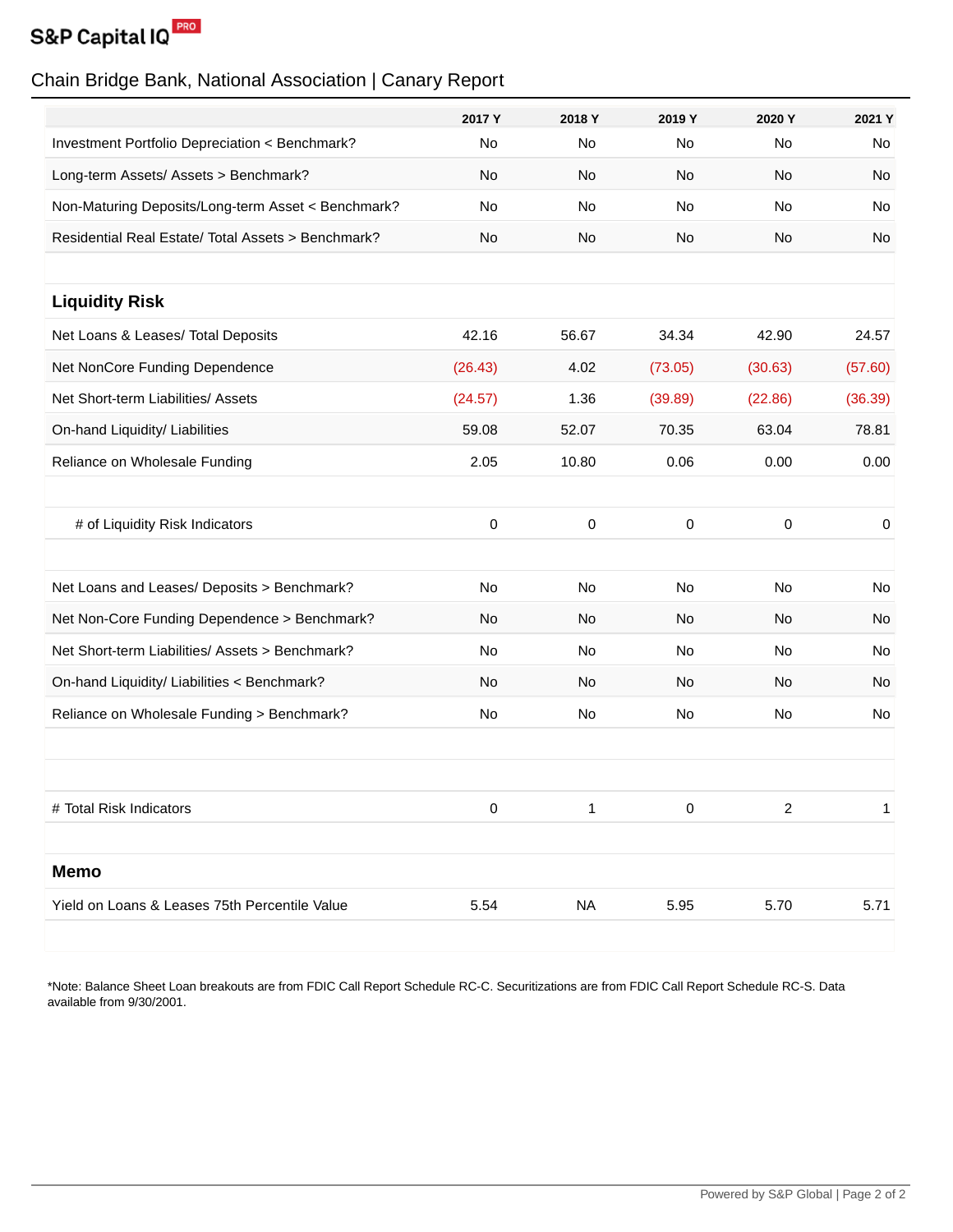Chain Bridge Bank, National Association | Canary Report

| | 2017 Y | 2018 Y | 2019 Y | 2020 Y | 2021 Y |
|---|---|---|---|---|---|
| Investment Portfolio Depreciation < Benchmark? | No | No | No | No | No |
| Long-term Assets/ Assets > Benchmark? | No | No | No | No | No |
| Non-Maturing Deposits/Long-term Asset < Benchmark? | No | No | No | No | No |
| Residential Real Estate/ Total Assets > Benchmark? | No | No | No | No | No |
| | | | | | |
| **Liquidity Risk** | | | | | |
| Net Loans & Leases/ Total Deposits | 42.16 | 56.67 | 34.34 | 42.90 | 24.57 |
| Net NonCore Funding Dependence | (26.43) | 4.02 | (73.05) | (30.63) | (57.60) |
| Net Short-term Liabilities/ Assets | (24.57) | 1.36 | (39.89) | (22.86) | (36.39) |
| On-hand Liquidity/ Liabilities | 59.08 | 52.07 | 70.35 | 63.04 | 78.81 |
| Reliance on Wholesale Funding | 2.05 | 10.80 | 0.06 | 0.00 | 0.00 |
| | | | | | |
| # of Liquidity Risk Indicators | 0 | 0 | 0 | 0 | 0 |
| | | | | | |
| Net Loans and Leases/ Deposits > Benchmark? | No | No | No | No | No |
| Net Non-Core Funding Dependence > Benchmark? | No | No | No | No | No |
| Net Short-term Liabilities/ Assets > Benchmark? | No | No | No | No | No |
| On-hand Liquidity/ Liabilities < Benchmark? | No | No | No | No | No |
| Reliance on Wholesale Funding > Benchmark? | No | No | No | No | No |
| | | | | | |
| # Total Risk Indicators | 0 | 1 | 0 | 2 | 1 |
| | | | | | |
| **Memo** | | | | | |
| Yield on Loans & Leases 75th Percentile Value | 5.54 | NA | 5.95 | 5.70 | 5.71 |

*Note: Balance Sheet Loan breakouts are from FDIC Call Report Schedule RC-C. Securitizations are from FDIC Call Report Schedule RC-S. Data available from 9/30/2001.